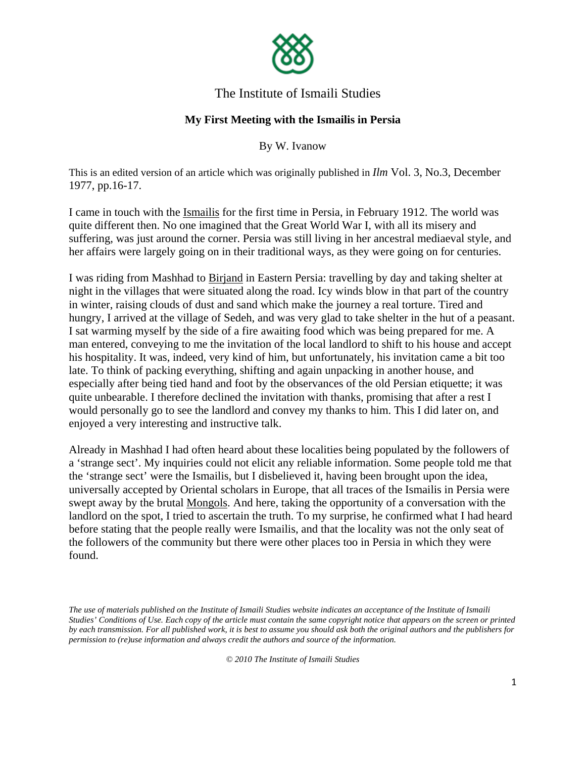The Institute of Ismaili Studies

# My First Meeting with the Ismailis in Persia

By W. Ivanow

This is an edited version of an article which was originally published in *Ilm* Vol. 3, No.3, December 1977, pp.16-17.

I came in touch with the Ismailis for the first time in Persia, in February 1912. The world was quite different then. No one imagined that the Great World War I, with all its misery and suffering, was just around the corner. Persia was still living in her ancestral mediaeval style, and her affairs were largely going on in their traditional ways, as they were going on for centuries.

I was riding from Mashhad to Birjand in Eastern Persia: travelling by day and taking shelter at night in the villages that were situated along the road. Icy winds blow in that part of the country in winter, raising clouds of dust and sand which make the journey a real torture. Tired and hungry, I arrived at the village of Sedeh, and was very glad to take shelter in the hut of a peasant. I sat warming myself by the side of a fire awaiting food which was being prepared for me. A man entered, conveying to me the invitation of the local landlord to shift to his house and accept his hospitality. It was, indeed, very kind of him, but unfortunately, his invitation came a bit too late. To think of packing everything, shifting and again unpacking in another house, and especially after being tied hand and foot by the observances of the old Persian etiquette; it was quite unbearable. I therefore declined the invitation with thanks, promising that after a rest I would personally go to see the landlord and convey my thanks to him. This I did later on, and enjoyed a very interesting and instructive talk.

Already in Mashhad I had often heard about these localities being populated by the followers of a 'strange sect'. My inquiries could not elicit any reliable information. Some people told me that the 'strange sect' were the Ismailis, but I disbelieved it, having been brought upon the idea, universally accepted by Oriental scholars in Europe, that all traces of the Ismailis in Persia were swept away by the brutal Mongols. And here, taking the opportunity of a conversation with the landlord on the spot, I tried to ascertain the truth. To my surprise, he confirmed what I had heard before stating that the people really were Ismailis, and that the locality was not the only seat of the followers of the community but there were other places too in Persia in which they were found.

*The use of materials published on the Institute of Ismaili Studies website indicates an acceptance of the Institute of Ismaili Studies' Conditions of Use. Each copy of the article must contain the same copyright notice that appears on the screen or printed by each transmission. For all published work, it is best to assume you should ask both the original authors and the publishers for permission to (re)use information and always credit the authors and source of the information.*

*© 2010 The Institute of Ismaili Studies*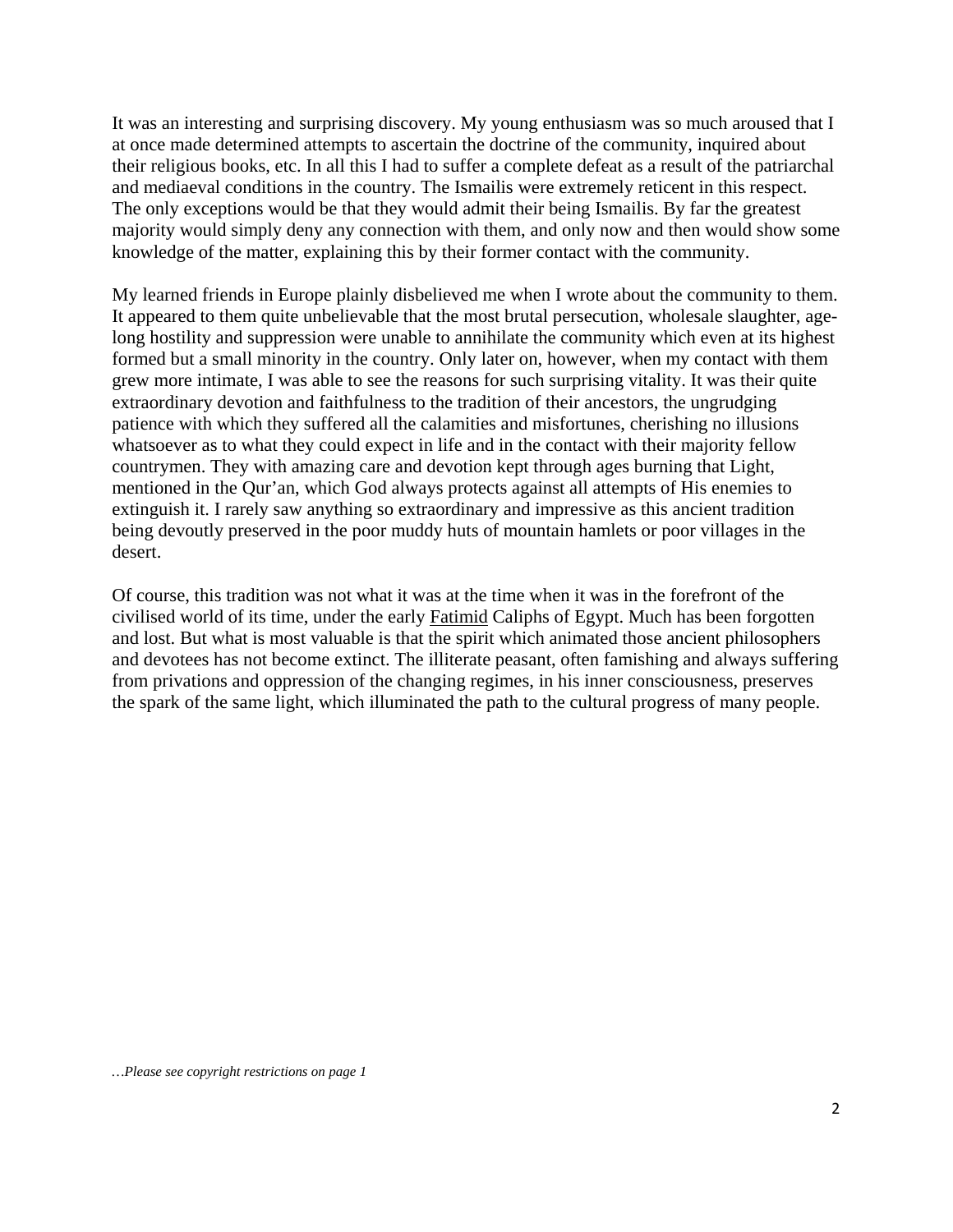It was an interesting and surprising discovery. My young enthusiasm was so much aroused that I at once made determined attempts to ascertain the doctrine of the community, inquired about their religious books, etc. In all this I had to suffer a complete defeat as a result of the patriarchal and mediaeval conditions in the country. The Ismailis were extremely reticent in this respect. The only exceptions would be that they would admit their being Ismailis. By far the greatest majority would simply deny any connection with them, and only now and then would show some knowledge of the matter, explaining this by their former contact with the community.

My learned friends in Europe plainly disbelieved me when I wrote about the community to them. It appeared to them quite unbelievable that the most brutal persecution, wholesale slaughter, age-long hostility and suppression were unable to annihilate the community which even at its highest formed but a small minority in the country. Only later on, however, when my contact with them grew more intimate, I was able to see the reasons for such surprising vitality. It was their quite extraordinary devotion and faithfulness to the tradition of their ancestors, the ungrudging patience with which they suffered all the calamities and misfortunes, cherishing no illusions whatsoever as to what they could expect in life and in the contact with their majority fellow countrymen. They with amazing care and devotion kept through ages burning that Light, mentioned in the Qur'an, which God always protects against all attempts of His enemies to extinguish it. I rarely saw anything so extraordinary and impressive as this ancient tradition being devoutly preserved in the poor muddy huts of mountain hamlets or poor villages in the desert.

Of course, this tradition was not what it was at the time when it was in the forefront of the civilised world of its time, under the early Fatimid Caliphs of Egypt. Much has been forgotten and lost. But what is most valuable is that the spirit which animated those ancient philosophers and devotees has not become extinct. The illiterate peasant, often famishing and always suffering from privations and oppression of the changing regimes, in his inner consciousness, preserves the spark of the same light, which illuminated the path to the cultural progress of many people.

*…Please see copyright restrictions on page 1*